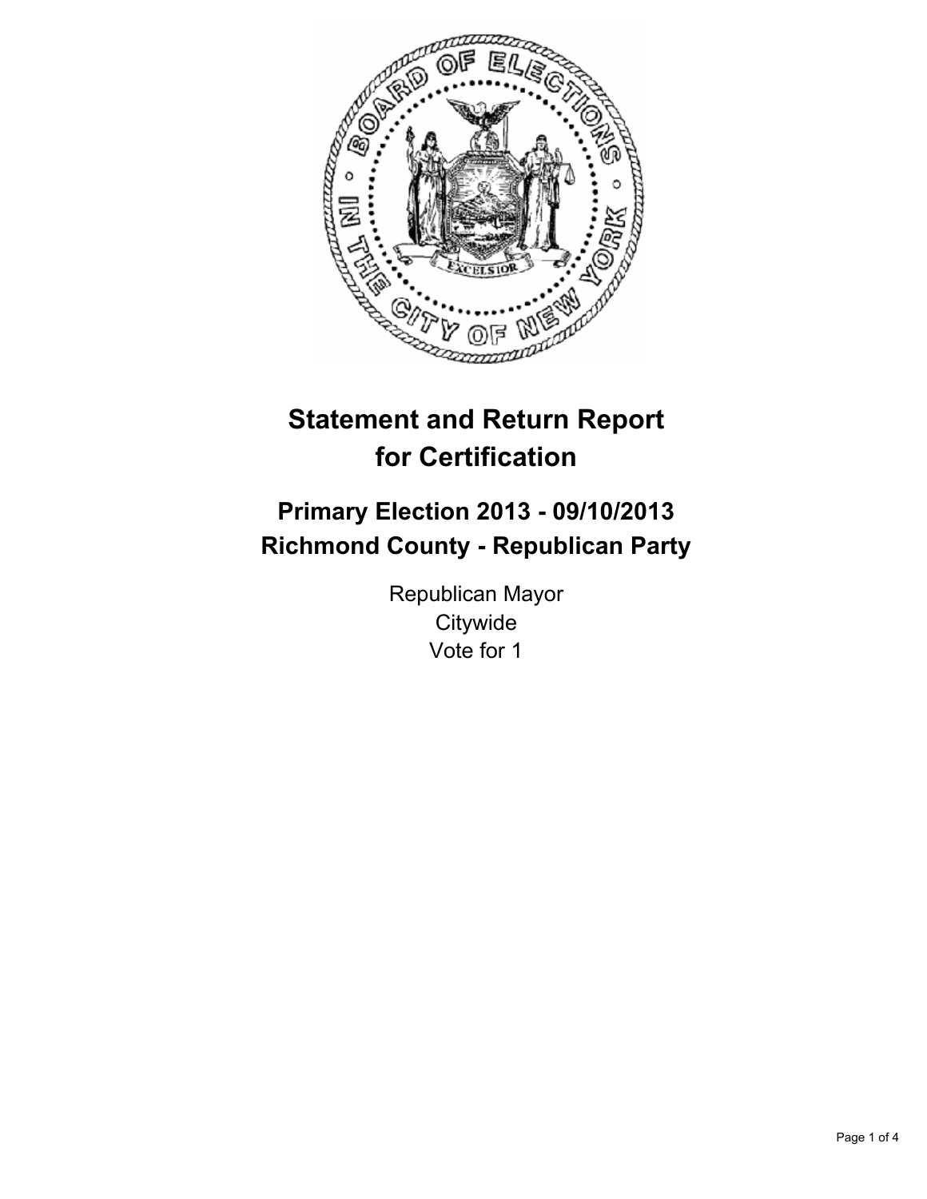# Statement and Return Report for Certification

## Primary Election 2013 - 09/10/2013
## Richmond County - Republican Party

Republican Mayor
Citywide
Vote for 1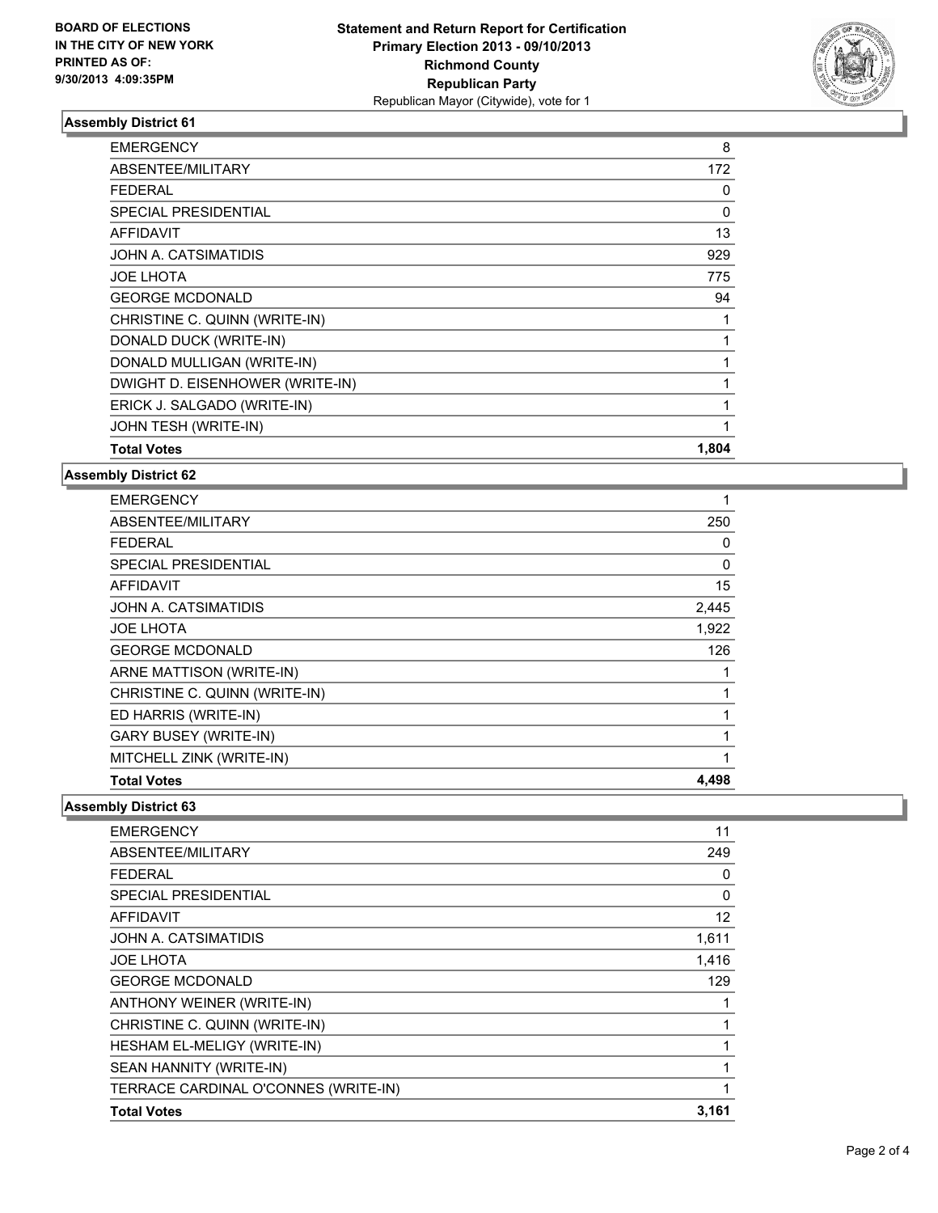BOARD OF ELECTIONS
IN THE CITY OF NEW YORK
PRINTED AS OF:
9/30/2013 4:09:35PM

**Statement and Return Report for Certification**
**Primary Election 2013 - 09/10/2013**
**Richmond County**
**Republican Party**
Republican Mayor (Citywide), vote for 1

### Assembly District 61

| | |
|---|---|
| EMERGENCY | 8 |
| ABSENTEE/MILITARY | 172 |
| FEDERAL | 0 |
| SPECIAL PRESIDENTIAL | 0 |
| AFFIDAVIT | 13 |
| JOHN A. CATSIMATIDIS | 929 |
| JOE LHOTA | 775 |
| GEORGE MCDONALD | 94 |
| CHRISTINE C. QUINN (WRITE-IN) | 1 |
| DONALD DUCK (WRITE-IN) | 1 |
| DONALD MULLIGAN (WRITE-IN) | 1 |
| DWIGHT D. EISENHOWER (WRITE-IN) | 1 |
| ERICK J. SALGADO (WRITE-IN) | 1 |
| JOHN TESH (WRITE-IN) | 1 |
| **Total Votes** | **1,804** |

### Assembly District 62

| | |
|---|---|
| EMERGENCY | 1 |
| ABSENTEE/MILITARY | 250 |
| FEDERAL | 0 |
| SPECIAL PRESIDENTIAL | 0 |
| AFFIDAVIT | 15 |
| JOHN A. CATSIMATIDIS | 2,445 |
| JOE LHOTA | 1,922 |
| GEORGE MCDONALD | 126 |
| ARNE MATTISON (WRITE-IN) | 1 |
| CHRISTINE C. QUINN (WRITE-IN) | 1 |
| ED HARRIS (WRITE-IN) | 1 |
| GARY BUSEY (WRITE-IN) | 1 |
| MITCHELL ZINK (WRITE-IN) | 1 |
| **Total Votes** | **4,498** |

### Assembly District 63

| | |
|---|---|
| EMERGENCY | 11 |
| ABSENTEE/MILITARY | 249 |
| FEDERAL | 0 |
| SPECIAL PRESIDENTIAL | 0 |
| AFFIDAVIT | 12 |
| JOHN A. CATSIMATIDIS | 1,611 |
| JOE LHOTA | 1,416 |
| GEORGE MCDONALD | 129 |
| ANTHONY WEINER (WRITE-IN) | 1 |
| CHRISTINE C. QUINN (WRITE-IN) | 1 |
| HESHAM EL-MELIGY (WRITE-IN) | 1 |
| SEAN HANNITY (WRITE-IN) | 1 |
| TERRACE CARDINAL O'CONNES (WRITE-IN) | 1 |
| **Total Votes** | **3,161** |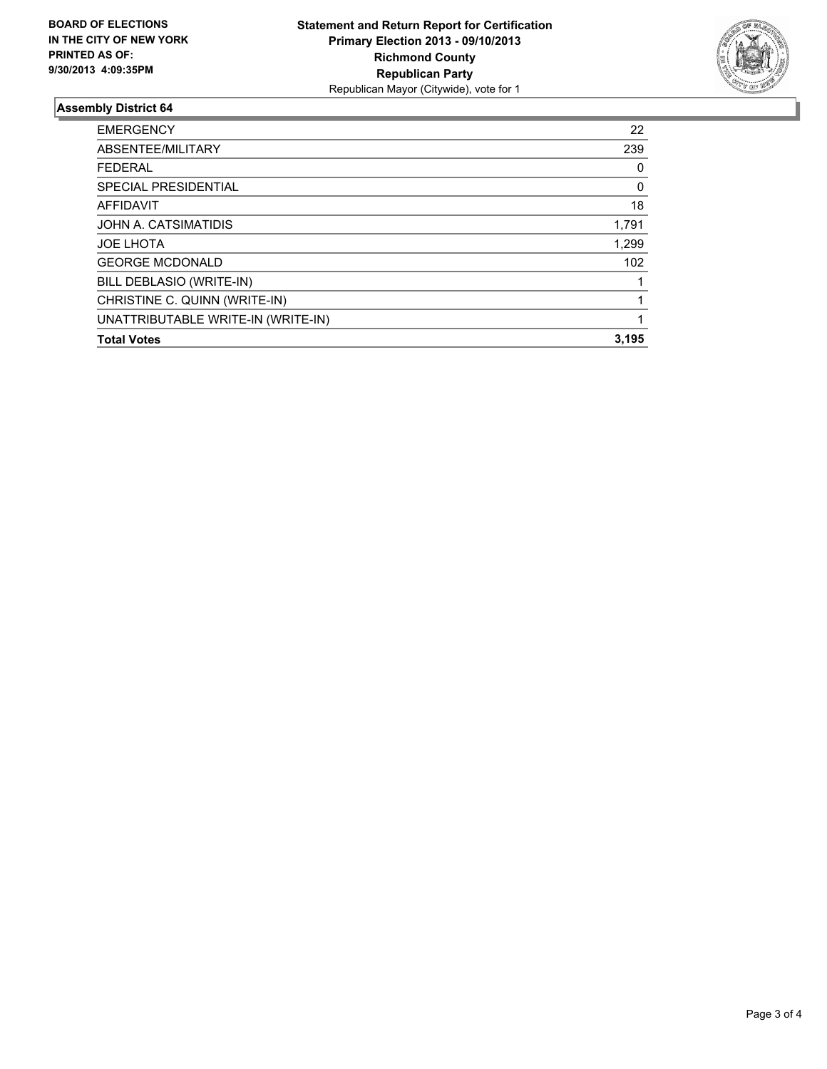**BOARD OF ELECTIONS**
**IN THE CITY OF NEW YORK**
**PRINTED AS OF:**
**9/30/2013 4:09:35PM**

**Statement and Return Report for Certification**
**Primary Election 2013 - 09/10/2013**
**Richmond County**
**Republican Party**
Republican Mayor (Citywide), vote for 1

## Assembly District 64

| | |
|---|---|
| EMERGENCY | 22 |
| ABSENTEE/MILITARY | 239 |
| FEDERAL | 0 |
| SPECIAL PRESIDENTIAL | 0 |
| AFFIDAVIT | 18 |
| JOHN A. CATSIMATIDIS | 1,791 |
| JOE LHOTA | 1,299 |
| GEORGE MCDONALD | 102 |
| BILL DEBLASIO (WRITE-IN) | 1 |
| CHRISTINE C. QUINN (WRITE-IN) | 1 |
| UNATTRIBUTABLE WRITE-IN (WRITE-IN) | 1 |
| **Total Votes** | **3,195** |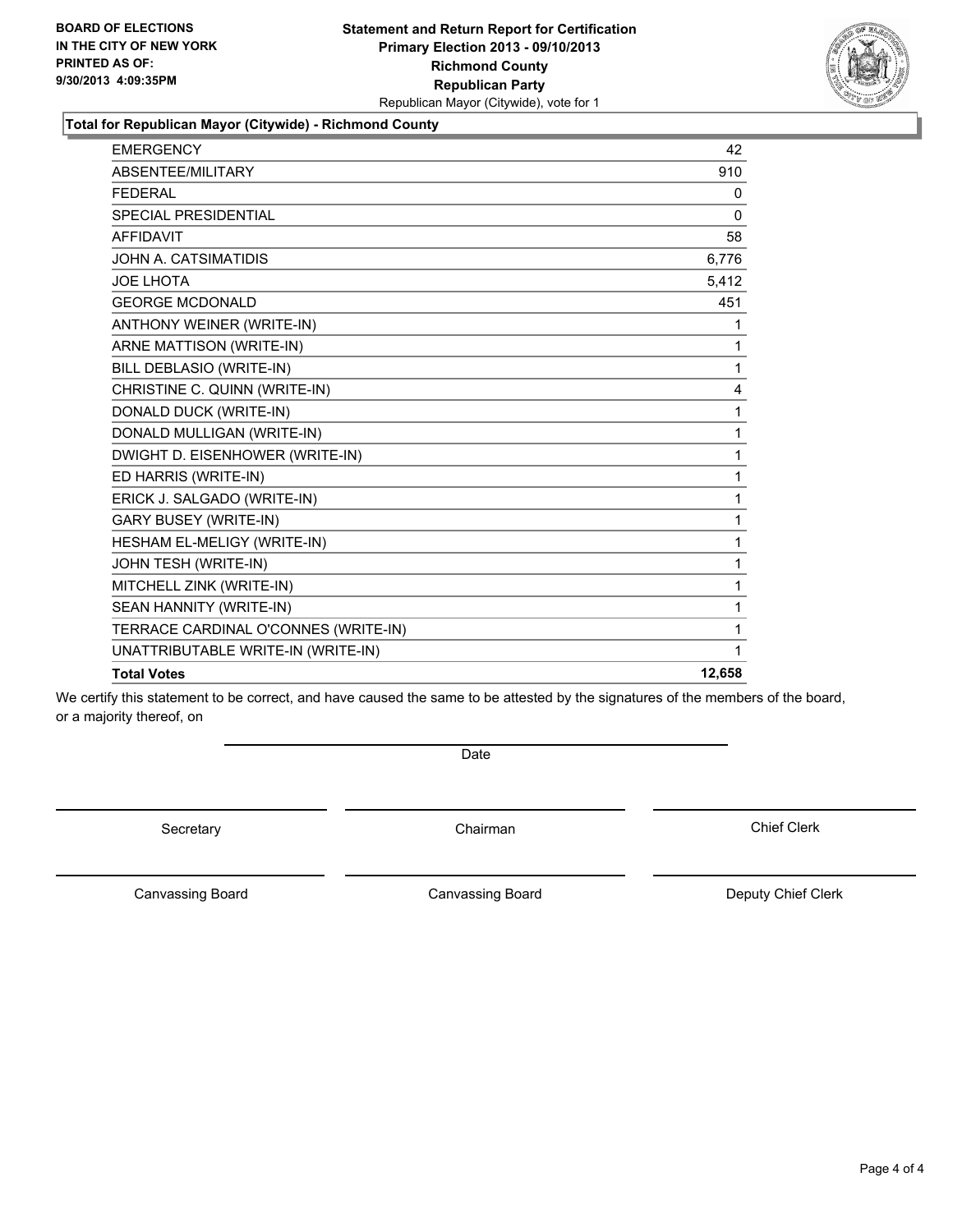**BOARD OF ELECTIONS IN THE CITY OF NEW YORK PRINTED AS OF: 9/30/2013 4:09:35PM**

**Statement and Return Report for Certification**
**Primary Election 2013 - 09/10/2013**
**Richmond County**
**Republican Party**
Republican Mayor (Citywide), vote for 1

### Total for Republican Mayor (Citywide) - Richmond County

| | |
|---|---|
| EMERGENCY | 42 |
| ABSENTEE/MILITARY | 910 |
| FEDERAL | 0 |
| SPECIAL PRESIDENTIAL | 0 |
| AFFIDAVIT | 58 |
| JOHN A. CATSIMATIDIS | 6,776 |
| JOE LHOTA | 5,412 |
| GEORGE MCDONALD | 451 |
| ANTHONY WEINER (WRITE-IN) | 1 |
| ARNE MATTISON (WRITE-IN) | 1 |
| BILL DEBLASIO (WRITE-IN) | 1 |
| CHRISTINE C. QUINN (WRITE-IN) | 4 |
| DONALD DUCK (WRITE-IN) | 1 |
| DONALD MULLIGAN (WRITE-IN) | 1 |
| DWIGHT D. EISENHOWER (WRITE-IN) | 1 |
| ED HARRIS (WRITE-IN) | 1 |
| ERICK J. SALGADO (WRITE-IN) | 1 |
| GARY BUSEY (WRITE-IN) | 1 |
| HESHAM EL-MELIGY (WRITE-IN) | 1 |
| JOHN TESH (WRITE-IN) | 1 |
| MITCHELL ZINK (WRITE-IN) | 1 |
| SEAN HANNITY (WRITE-IN) | 1 |
| TERRACE CARDINAL O'CONNES (WRITE-IN) | 1 |
| UNATTRIBUTABLE WRITE-IN (WRITE-IN) | 1 |
| **Total Votes** | **12,658** |

We certify this statement to be correct, and have caused the same to be attested by the signatures of the members of the board, or a majority thereof, on

Date

Secretary　　　Chairman　　　Chief Clerk

Canvassing Board　　　Canvassing Board　　　Deputy Chief Clerk